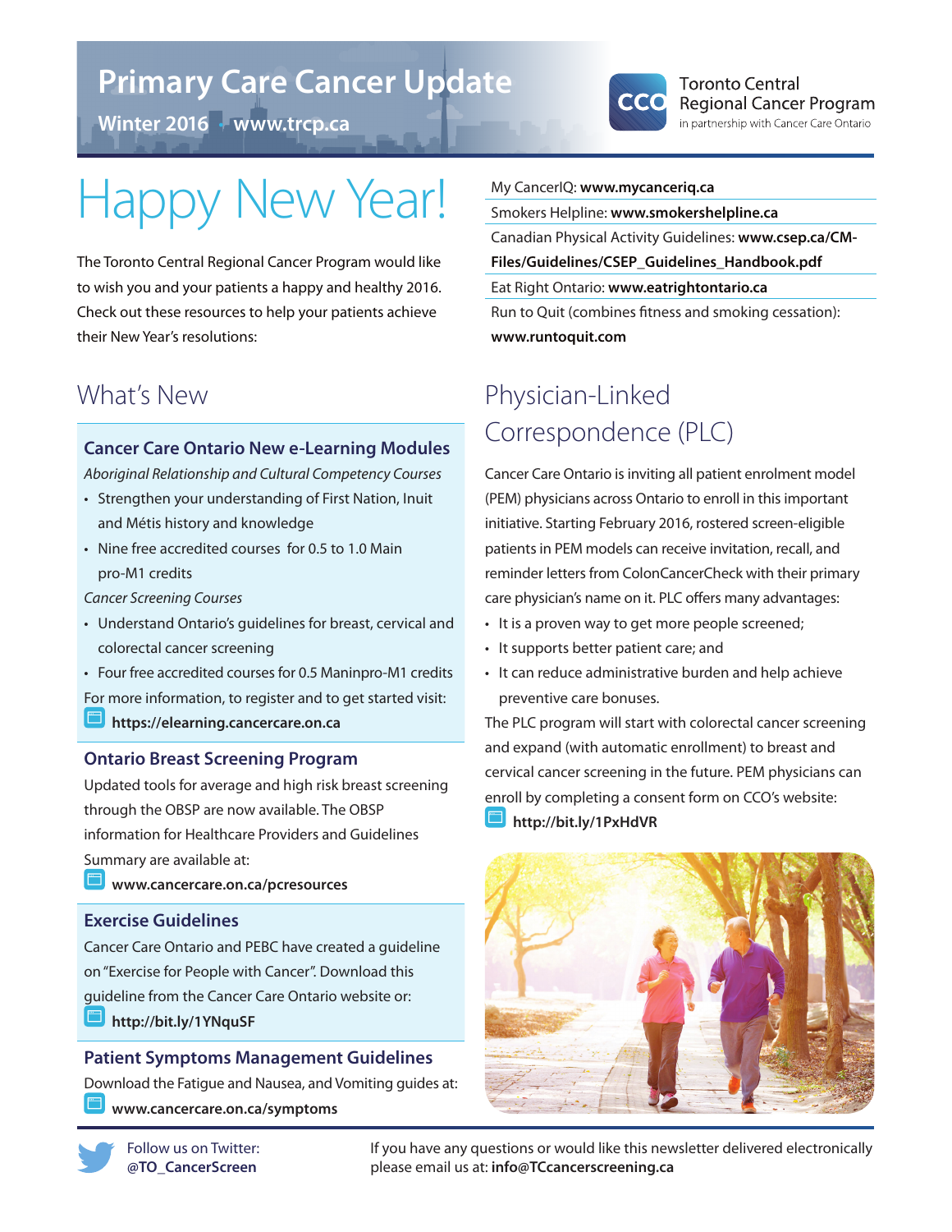# Primary Care Cancer Update

Winter 2016 • www.trcp.ca

Toronto Central Regional Cancer Program
in partnership with Cancer Care Ontario

# Happy New Year!

The Toronto Central Regional Cancer Program would like to wish you and your patients a happy and healthy 2016. Check out these resources to help your patients achieve their New Year's resolutions:

My CancerIQ: **www.mycanceriq.ca**

Smokers Helpline: **www.smokershelpline.ca**

Canadian Physical Activity Guidelines: **www.csep.ca/CM-Files/Guidelines/CSEP_Guidelines_Handbook.pdf**

Eat Right Ontario: **www.eatrightontario.ca**

Run to Quit (combines fitness and smoking cessation): **www.runtoquit.com**

## What's New

### Cancer Care Ontario New e-Learning Modules

*Aboriginal Relationship and Cultural Competency Courses*

- Strengthen your understanding of First Nation, Inuit and Métis history and knowledge
- Nine free accredited courses for 0.5 to 1.0 Main pro-M1 credits

*Cancer Screening Courses*

- Understand Ontario's guidelines for breast, cervical and colorectal cancer screening
- Four free accredited courses for 0.5 Maninpro-M1 credits

For more information, to register and to get started visit:

**https://elearning.cancercare.on.ca**

### Ontario Breast Screening Program

Updated tools for average and high risk breast screening through the OBSP are now available. The OBSP information for Healthcare Providers and Guidelines Summary are available at:

**www.cancercare.on.ca/pcresources**

### Exercise Guidelines

Cancer Care Ontario and PEBC have created a guideline on "Exercise for People with Cancer". Download this guideline from the Cancer Care Ontario website or:

**http://bit.ly/1YNquSF**

### Patient Symptoms Management Guidelines

Download the Fatigue and Nausea, and Vomiting guides at:

**www.cancercare.on.ca/symptoms**

## Physician-Linked Correspondence (PLC)

Cancer Care Ontario is inviting all patient enrolment model (PEM) physicians across Ontario to enroll in this important initiative. Starting February 2016, rostered screen-eligible patients in PEM models can receive invitation, recall, and reminder letters from ColonCancerCheck with their primary care physician's name on it. PLC offers many advantages:

- It is a proven way to get more people screened;
- It supports better patient care; and
- It can reduce administrative burden and help achieve preventive care bonuses.

The PLC program will start with colorectal cancer screening and expand (with automatic enrollment) to breast and cervical cancer screening in the future. PEM physicians can enroll by completing a consent form on CCO's website:

**http://bit.ly/1PxHdVR**

Follow us on Twitter: **@TO_CancerScreen**

If you have any questions or would like this newsletter delivered electronically please email us at: **info@TCcancerscreening.ca**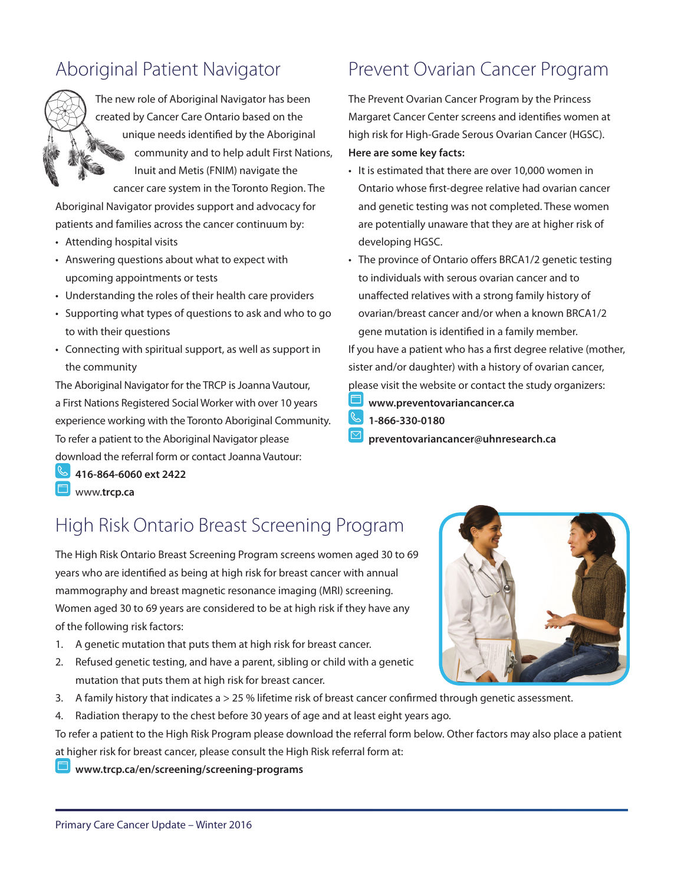## Aboriginal Patient Navigator

The new role of Aboriginal Navigator has been created by Cancer Care Ontario based on the unique needs identified by the Aboriginal community and to help adult First Nations, Inuit and Metis (FNIM) navigate the cancer care system in the Toronto Region. The Aboriginal Navigator provides support and advocacy for patients and families across the cancer continuum by:

- Attending hospital visits
- Answering questions about what to expect with upcoming appointments or tests
- Understanding the roles of their health care providers
- Supporting what types of questions to ask and who to go to with their questions
- Connecting with spiritual support, as well as support in the community

The Aboriginal Navigator for the TRCP is Joanna Vautour, a First Nations Registered Social Worker with over 10 years experience working with the Toronto Aboriginal Community. To refer a patient to the Aboriginal Navigator please download the referral form or contact Joanna Vautour:

**416-864-6060 ext 2422**

www.**trcp.ca**

## Prevent Ovarian Cancer Program

The Prevent Ovarian Cancer Program by the Princess Margaret Cancer Center screens and identifies women at high risk for High-Grade Serous Ovarian Cancer (HGSC).

**Here are some key facts:**

- It is estimated that there are over 10,000 women in Ontario whose first-degree relative had ovarian cancer and genetic testing was not completed. These women are potentially unaware that they are at higher risk of developing HGSC.
- The province of Ontario offers BRCA1/2 genetic testing to individuals with serous ovarian cancer and to unaffected relatives with a strong family history of ovarian/breast cancer and/or when a known BRCA1/2 gene mutation is identified in a family member.

If you have a patient who has a first degree relative (mother, sister and/or daughter) with a history of ovarian cancer, please visit the website or contact the study organizers:

**www.preventovariancancer.ca**

**1-866-330-0180**

**preventovariancancer@uhnresearch.ca**

## High Risk Ontario Breast Screening Program

The High Risk Ontario Breast Screening Program screens women aged 30 to 69 years who are identified as being at high risk for breast cancer with annual mammography and breast magnetic resonance imaging (MRI) screening. Women aged 30 to 69 years are considered to be at high risk if they have any of the following risk factors:

1. A genetic mutation that puts them at high risk for breast cancer.
2. Refused genetic testing, and have a parent, sibling or child with a genetic mutation that puts them at high risk for breast cancer.
3. A family history that indicates a > 25 % lifetime risk of breast cancer confirmed through genetic assessment.
4. Radiation therapy to the chest before 30 years of age and at least eight years ago.

To refer a patient to the High Risk Program please download the referral form below. Other factors may also place a patient at higher risk for breast cancer, please consult the High Risk referral form at:

**www.trcp.ca/en/screening/screening-programs**